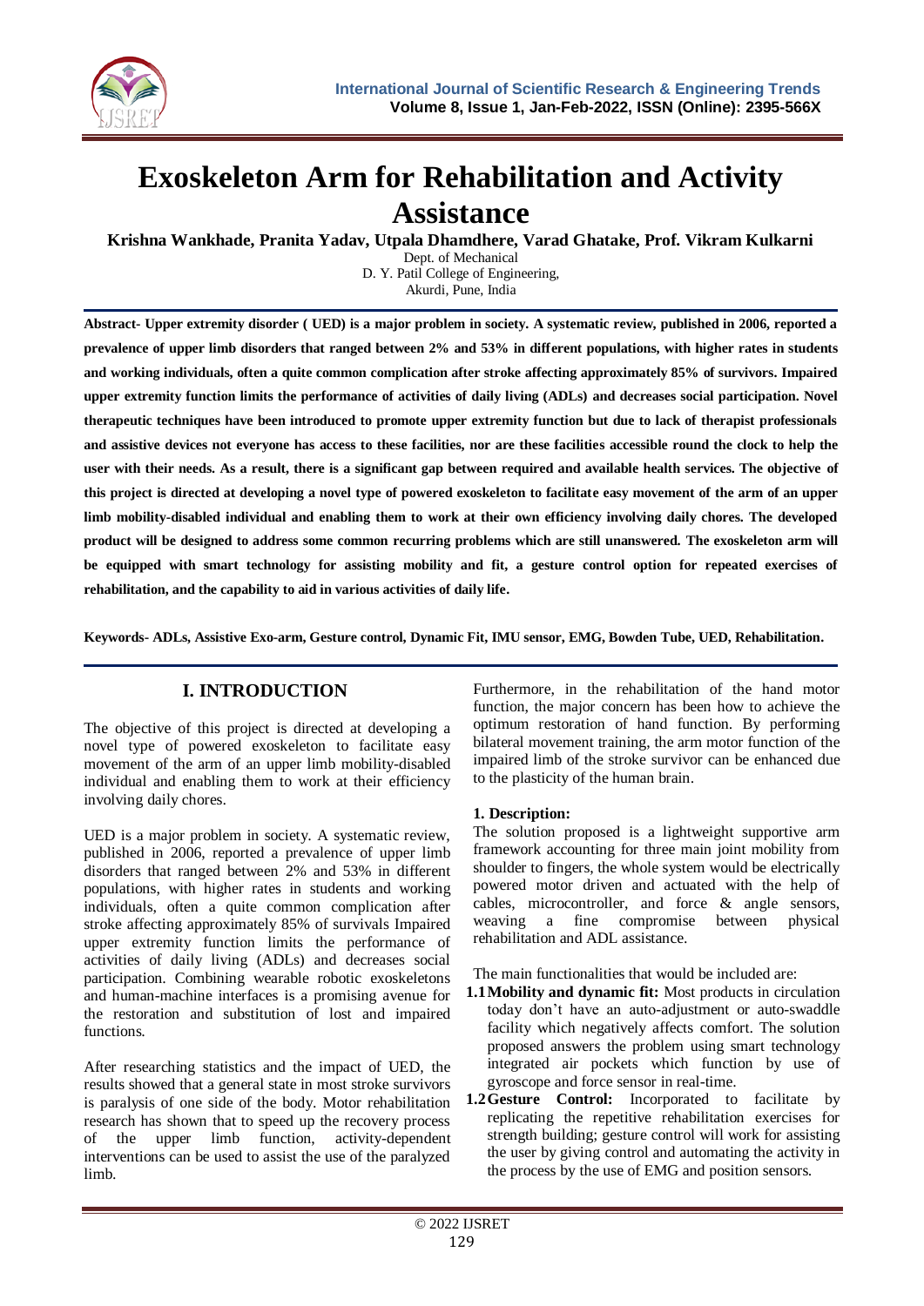# Exoskeleton Arm for Rehabilitation and Activity Assistance

**Krishna Wankhade, Pranita Yadav, Utpala Dhamdhere, Varad Ghatake, Prof. Vikram Kulkarni**

Dept. of Mechanical
D. Y. Patil College of Engineering,
Akurdi, Pune, India

**Abstract- Upper extremity disorder ( UED) is a major problem in society. A systematic review, published in 2006, reported a prevalence of upper limb disorders that ranged between 2% and 53% in different populations, with higher rates in students and working individuals, often a quite common complication after stroke affecting approximately 85% of survivors. Impaired upper extremity function limits the performance of activities of daily living (ADLs) and decreases social participation. Novel therapeutic techniques have been introduced to promote upper extremity function but due to lack of therapist professionals and assistive devices not everyone has access to these facilities, nor are these facilities accessible round the clock to help the user with their needs. As a result, there is a significant gap between required and available health services. The objective of this project is directed at developing a novel type of powered exoskeleton to facilitate easy movement of the arm of an upper limb mobility-disabled individual and enabling them to work at their own efficiency involving daily chores. The developed product will be designed to address some common recurring problems which are still unanswered. The exoskeleton arm will be equipped with smart technology for assisting mobility and fit, a gesture control option for repeated exercises of rehabilitation, and the capability to aid in various activities of daily life.**

**Keywords- ADLs, Assistive Exo-arm, Gesture control, Dynamic Fit, IMU sensor, EMG, Bowden Tube, UED, Rehabilitation.**

## I. INTRODUCTION

The objective of this project is directed at developing a novel type of powered exoskeleton to facilitate easy movement of the arm of an upper limb mobility-disabled individual and enabling them to work at their efficiency involving daily chores.

UED is a major problem in society. A systematic review, published in 2006, reported a prevalence of upper limb disorders that ranged between 2% and 53% in different populations, with higher rates in students and working individuals, often a quite common complication after stroke affecting approximately 85% of survivals Impaired upper extremity function limits the performance of activities of daily living (ADLs) and decreases social participation. Combining wearable robotic exoskeletons and human-machine interfaces is a promising avenue for the restoration and substitution of lost and impaired functions.

After researching statistics and the impact of UED, the results showed that a general state in most stroke survivors is paralysis of one side of the body. Motor rehabilitation research has shown that to speed up the recovery process of the upper limb function, activity-dependent interventions can be used to assist the use of the paralyzed limb.

Furthermore, in the rehabilitation of the hand motor function, the major concern has been how to achieve the optimum restoration of hand function. By performing bilateral movement training, the arm motor function of the impaired limb of the stroke survivor can be enhanced due to the plasticity of the human brain.

**1. Description:**

The solution proposed is a lightweight supportive arm framework accounting for three main joint mobility from shoulder to fingers, the whole system would be electrically powered motor driven and actuated with the help of cables, microcontroller, and force & angle sensors, weaving a fine compromise between physical rehabilitation and ADL assistance.

The main functionalities that would be included are:

- **1.1 Mobility and dynamic fit:** Most products in circulation today don't have an auto-adjustment or auto-swaddle facility which negatively affects comfort. The solution proposed answers the problem using smart technology integrated air pockets which function by use of gyroscope and force sensor in real-time.
- **1.2 Gesture Control:** Incorporated to facilitate by replicating the repetitive rehabilitation exercises for strength building; gesture control will work for assisting the user by giving control and automating the activity in the process by the use of EMG and position sensors.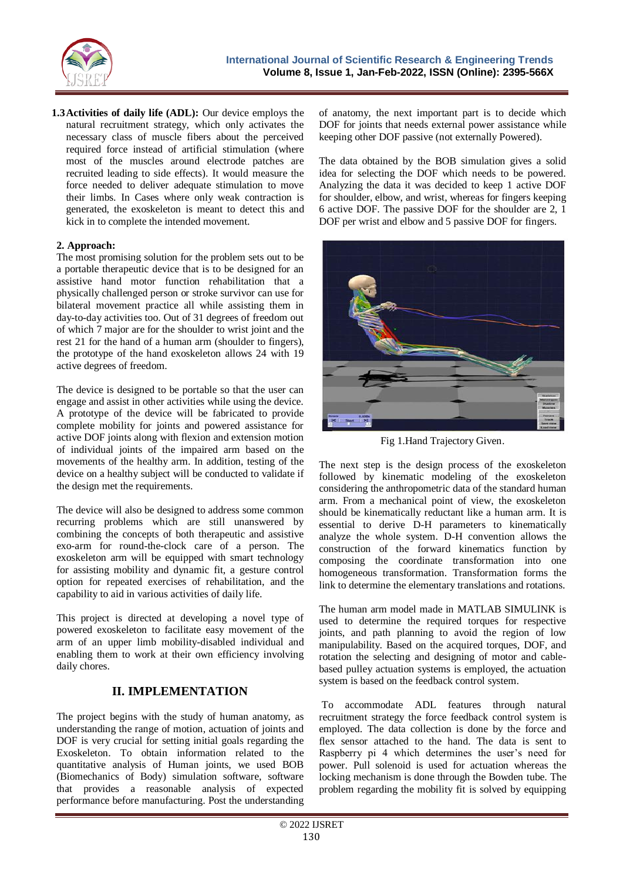**1.3 Activities of daily life (ADL):** Our device employs the natural recruitment strategy, which only activates the necessary class of muscle fibers about the perceived required force instead of artificial stimulation (where most of the muscles around electrode patches are recruited leading to side effects). It would measure the force needed to deliver adequate stimulation to move their limbs. In Cases where only weak contraction is generated, the exoskeleton is meant to detect this and kick in to complete the intended movement.

**2. Approach:**

The most promising solution for the problem sets out to be a portable therapeutic device that is to be designed for an assistive hand motor function rehabilitation that a physically challenged person or stroke survivor can use for bilateral movement practice all while assisting them in day-to-day activities too. Out of 31 degrees of freedom out of which 7 major are for the shoulder to wrist joint and the rest 21 for the hand of a human arm (shoulder to fingers), the prototype of the hand exoskeleton allows 24 with 19 active degrees of freedom.

The device is designed to be portable so that the user can engage and assist in other activities while using the device. A prototype of the device will be fabricated to provide complete mobility for joints and powered assistance for active DOF joints along with flexion and extension motion of individual joints of the impaired arm based on the movements of the healthy arm. In addition, testing of the device on a healthy subject will be conducted to validate if the design met the requirements.

The device will also be designed to address some common recurring problems which are still unanswered by combining the concepts of both therapeutic and assistive exo-arm for round-the-clock care of a person. The exoskeleton arm will be equipped with smart technology for assisting mobility and dynamic fit, a gesture control option for repeated exercises of rehabilitation, and the capability to aid in various activities of daily life.

This project is directed at developing a novel type of powered exoskeleton to facilitate easy movement of the arm of an upper limb mobility-disabled individual and enabling them to work at their own efficiency involving daily chores.

## II. IMPLEMENTATION

The project begins with the study of human anatomy, as understanding the range of motion, actuation of joints and DOF is very crucial for setting initial goals regarding the Exoskeleton. To obtain information related to the quantitative analysis of Human joints, we used BOB (Biomechanics of Body) simulation software, software that provides a reasonable analysis of expected performance before manufacturing. Post the understanding of anatomy, the next important part is to decide which DOF for joints that needs external power assistance while keeping other DOF passive (not externally Powered).

The data obtained by the BOB simulation gives a solid idea for selecting the DOF which needs to be powered. Analyzing the data it was decided to keep 1 active DOF for shoulder, elbow, and wrist, whereas for fingers keeping 6 active DOF. The passive DOF for the shoulder are 2, 1 DOF per wrist and elbow and 5 passive DOF for fingers.

Fig 1.Hand Trajectory Given.

The next step is the design process of the exoskeleton followed by kinematic modeling of the exoskeleton considering the anthropometric data of the standard human arm. From a mechanical point of view, the exoskeleton should be kinematically reductant like a human arm. It is essential to derive D-H parameters to kinematically analyze the whole system. D-H convention allows the construction of the forward kinematics function by composing the coordinate transformation into one homogeneous transformation. Transformation forms the link to determine the elementary translations and rotations.

The human arm model made in MATLAB SIMULINK is used to determine the required torques for respective joints, and path planning to avoid the region of low manipulability. Based on the acquired torques, DOF, and rotation the selecting and designing of motor and cable-based pulley actuation systems is employed, the actuation system is based on the feedback control system.

To accommodate ADL features through natural recruitment strategy the force feedback control system is employed. The data collection is done by the force and flex sensor attached to the hand. The data is sent to Raspberry pi 4 which determines the user's need for power. Pull solenoid is used for actuation whereas the locking mechanism is done through the Bowden tube. The problem regarding the mobility fit is solved by equipping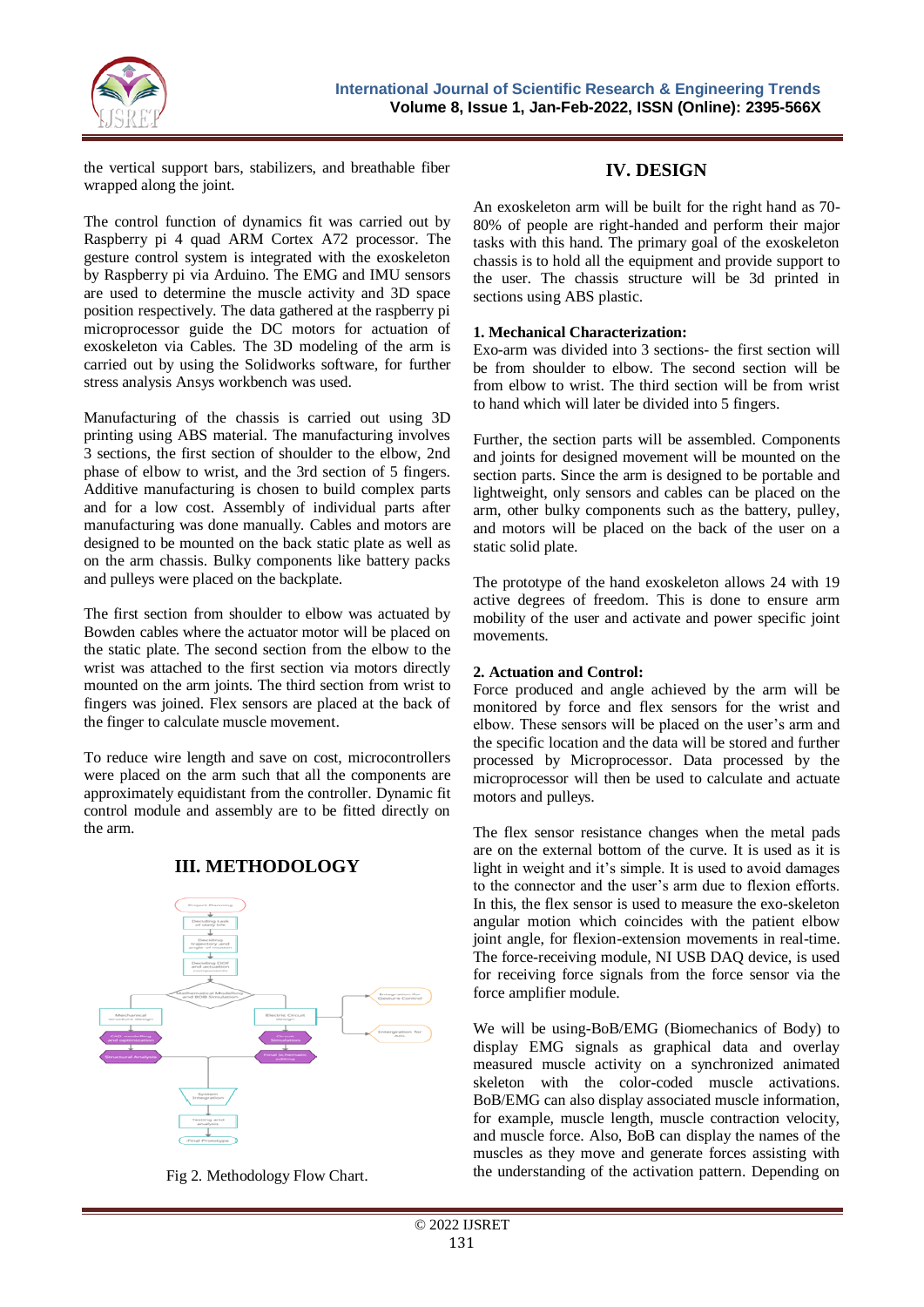the vertical support bars, stabilizers, and breathable fiber wrapped along the joint.

The control function of dynamics fit was carried out by Raspberry pi 4 quad ARM Cortex A72 processor. The gesture control system is integrated with the exoskeleton by Raspberry pi via Arduino. The EMG and IMU sensors are used to determine the muscle activity and 3D space position respectively. The data gathered at the raspberry pi microprocessor guide the DC motors for actuation of exoskeleton via Cables. The 3D modeling of the arm is carried out by using the Solidworks software, for further stress analysis Ansys workbench was used.

Manufacturing of the chassis is carried out using 3D printing using ABS material. The manufacturing involves 3 sections, the first section of shoulder to the elbow, 2nd phase of elbow to wrist, and the 3rd section of 5 fingers. Additive manufacturing is chosen to build complex parts and for a low cost. Assembly of individual parts after manufacturing was done manually. Cables and motors are designed to be mounted on the back static plate as well as on the arm chassis. Bulky components like battery packs and pulleys were placed on the backplate.

The first section from shoulder to elbow was actuated by Bowden cables where the actuator motor will be placed on the static plate. The second section from the elbow to the wrist was attached to the first section via motors directly mounted on the arm joints. The third section from wrist to fingers was joined. Flex sensors are placed at the back of the finger to calculate muscle movement.

To reduce wire length and save on cost, microcontrollers were placed on the arm such that all the components are approximately equidistant from the controller. Dynamic fit control module and assembly are to be fitted directly on the arm.

## III. METHODOLOGY

Fig 2. Methodology Flow Chart.

## IV. DESIGN

An exoskeleton arm will be built for the right hand as 70-80% of people are right-handed and perform their major tasks with this hand. The primary goal of the exoskeleton chassis is to hold all the equipment and provide support to the user. The chassis structure will be 3d printed in sections using ABS plastic.

**1. Mechanical Characterization:**

Exo-arm was divided into 3 sections- the first section will be from shoulder to elbow. The second section will be from elbow to wrist. The third section will be from wrist to hand which will later be divided into 5 fingers.

Further, the section parts will be assembled. Components and joints for designed movement will be mounted on the section parts. Since the arm is designed to be portable and lightweight, only sensors and cables can be placed on the arm, other bulky components such as the battery, pulley, and motors will be placed on the back of the user on a static solid plate.

The prototype of the hand exoskeleton allows 24 with 19 active degrees of freedom. This is done to ensure arm mobility of the user and activate and power specific joint movements.

**2. Actuation and Control:**

Force produced and angle achieved by the arm will be monitored by force and flex sensors for the wrist and elbow. These sensors will be placed on the user's arm and the specific location and the data will be stored and further processed by Microprocessor. Data processed by the microprocessor will then be used to calculate and actuate motors and pulleys.

The flex sensor resistance changes when the metal pads are on the external bottom of the curve. It is used as it is light in weight and it's simple. It is used to avoid damages to the connector and the user's arm due to flexion efforts. In this, the flex sensor is used to measure the exo-skeleton angular motion which coincides with the patient elbow joint angle, for flexion-extension movements in real-time. The force-receiving module, NI USB DAQ device, is used for receiving force signals from the force sensor via the force amplifier module.

We will be using-BoB/EMG (Biomechanics of Body) to display EMG signals as graphical data and overlay measured muscle activity on a synchronized animated skeleton with the color-coded muscle activations. BoB/EMG can also display associated muscle information, for example, muscle length, muscle contraction velocity, and muscle force. Also, BoB can display the names of the muscles as they move and generate forces assisting with the understanding of the activation pattern. Depending on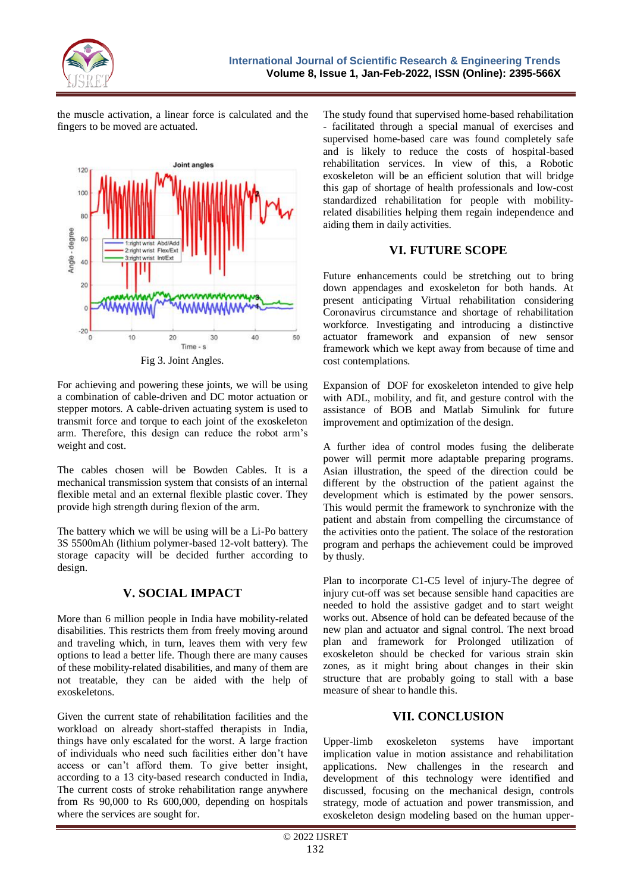the muscle activation, a linear force is calculated and the fingers to be moved are actuated.

Fig 3. Joint Angles.

For achieving and powering these joints, we will be using a combination of cable-driven and DC motor actuation or stepper motors. A cable-driven actuating system is used to transmit force and torque to each joint of the exoskeleton arm. Therefore, this design can reduce the robot arm's weight and cost.

The cables chosen will be Bowden Cables. It is a mechanical transmission system that consists of an internal flexible metal and an external flexible plastic cover. They provide high strength during flexion of the arm.

The battery which we will be using will be a Li-Po battery 3S 5500mAh (lithium polymer-based 12-volt battery). The storage capacity will be decided further according to design.

## V. SOCIAL IMPACT

More than 6 million people in India have mobility-related disabilities. This restricts them from freely moving around and traveling which, in turn, leaves them with very few options to lead a better life. Though there are many causes of these mobility-related disabilities, and many of them are not treatable, they can be aided with the help of exoskeletons.

Given the current state of rehabilitation facilities and the workload on already short-staffed therapists in India, things have only escalated for the worst. A large fraction of individuals who need such facilities either don't have access or can't afford them. To give better insight, according to a 13 city-based research conducted in India, The current costs of stroke rehabilitation range anywhere from Rs 90,000 to Rs 600,000, depending on hospitals where the services are sought for.

The study found that supervised home-based rehabilitation - facilitated through a special manual of exercises and supervised home-based care was found completely safe and is likely to reduce the costs of hospital-based rehabilitation services. In view of this, a Robotic exoskeleton will be an efficient solution that will bridge this gap of shortage of health professionals and low-cost standardized rehabilitation for people with mobility-related disabilities helping them regain independence and aiding them in daily activities.

## VI. FUTURE SCOPE

Future enhancements could be stretching out to bring down appendages and exoskeleton for both hands. At present anticipating Virtual rehabilitation considering Coronavirus circumstance and shortage of rehabilitation workforce. Investigating and introducing a distinctive actuator framework and expansion of new sensor framework which we kept away from because of time and cost contemplations.

Expansion of DOF for exoskeleton intended to give help with ADL, mobility, and fit, and gesture control with the assistance of BOB and Matlab Simulink for future improvement and optimization of the design.

A further idea of control modes fusing the deliberate power will permit more adaptable preparing programs. Asian illustration, the speed of the direction could be different by the obstruction of the patient against the development which is estimated by the power sensors. This would permit the framework to synchronize with the patient and abstain from compelling the circumstance of the activities onto the patient. The solace of the restoration program and perhaps the achievement could be improved by thusly.

Plan to incorporate C1-C5 level of injury-The degree of injury cut-off was set because sensible hand capacities are needed to hold the assistive gadget and to start weight works out. Absence of hold can be defeated because of the new plan and actuator and signal control. The next broad plan and framework for Prolonged utilization of exoskeleton should be checked for various strain skin zones, as it might bring about changes in their skin structure that are probably going to stall with a base measure of shear to handle this.

## VII. CONCLUSION

Upper-limb exoskeleton systems have important implication value in motion assistance and rehabilitation applications. New challenges in the research and development of this technology were identified and discussed, focusing on the mechanical design, controls strategy, mode of actuation and power transmission, and exoskeleton design modeling based on the human upper-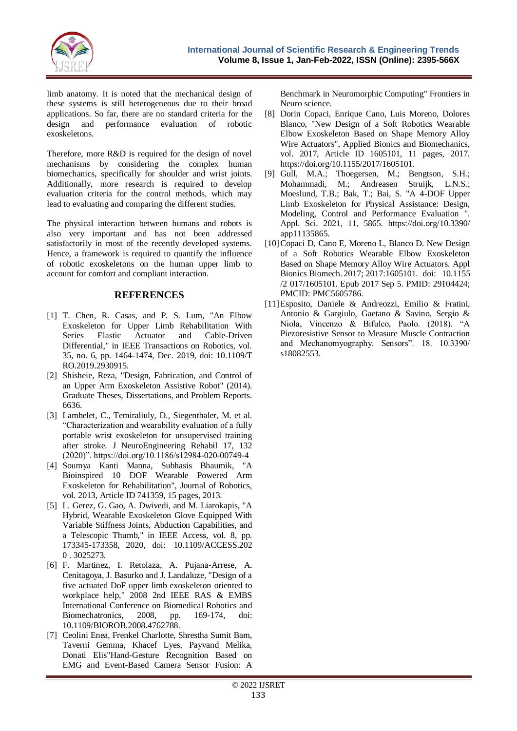limb anatomy. It is noted that the mechanical design of these systems is still heterogeneous due to their broad applications. So far, there are no standard criteria for the design and performance evaluation of robotic exoskeletons.

Therefore, more R&D is required for the design of novel mechanisms by considering the complex human biomechanics, specifically for shoulder and wrist joints. Additionally, more research is required to develop evaluation criteria for the control methods, which may lead to evaluating and comparing the different studies.

The physical interaction between humans and robots is also very important and has not been addressed satisfactorily in most of the recently developed systems. Hence, a framework is required to quantify the influence of robotic exoskeletons on the human upper limb to account for comfort and compliant interaction.

## REFERENCES

[1] T. Chen, R. Casas, and P. S. Lum, "An Elbow Exoskeleton for Upper Limb Rehabilitation With Series Elastic Actuator and Cable-Driven Differential," in IEEE Transactions on Robotics, vol. 35, no. 6, pp. 1464-1474, Dec. 2019, doi: 10.1109/TRO.2019.2930915.

[2] Shisheie, Reza, "Design, Fabrication, and Control of an Upper Arm Exoskeleton Assistive Robot" (2014). Graduate Theses, Dissertations, and Problem Reports. 6636.

[3] Lambelet, C., Temiraliuly, D., Siegenthaler, M. et al. "Characterization and wearability evaluation of a fully portable wrist exoskeleton for unsupervised training after stroke. J NeuroEngineering Rehabil 17, 132 (2020)". https://doi.org/10.1186/s12984-020-00749-4

[4] Soumya Kanti Manna, Subhasis Bhaumik, "A Bioinspired 10 DOF Wearable Powered Arm Exoskeleton for Rehabilitation", Journal of Robotics, vol. 2013, Article ID 741359, 15 pages, 2013.

[5] L. Gerez, G. Gao, A. Dwivedi, and M. Liarokapis, "A Hybrid, Wearable Exoskeleton Glove Equipped With Variable Stiffness Joints, Abduction Capabilities, and a Telescopic Thumb," in IEEE Access, vol. 8, pp. 173345-173358, 2020, doi: 10.1109/ACCESS.2020 . 3025273.

[6] F. Martinez, I. Retolaza, A. Pujana-Arrese, A. Cenitagoya, J. Basurko and J. Landaluze, "Design of a five actuated DoF upper limb exoskeleton oriented to workplace help," 2008 2nd IEEE RAS & EMBS International Conference on Biomedical Robotics and Biomechatronics, 2008, pp. 169-174, doi: 10.1109/BIOROB.2008.4762788.

[7] Ceolini Enea, Frenkel Charlotte, Shrestha Sumit Bam, Taverni Gemma, Khacef Lyes, Payvand Melika, Donati Elis"Hand-Gesture Recognition Based on EMG and Event-Based Camera Sensor Fusion: A Benchmark in Neuromorphic Computing" Frontiers in Neuro science.

[8] Dorin Copaci, Enrique Cano, Luis Moreno, Dolores Blanco, "New Design of a Soft Robotics Wearable Elbow Exoskeleton Based on Shape Memory Alloy Wire Actuators", Applied Bionics and Biomechanics, vol. 2017, Article ID 1605101, 11 pages, 2017. https://doi.org/10.1155/2017/1605101.

[9] Gull, M.A.; Thoegersen, M.; Bengtson, S.H.; Mohammadi, M.; Andreasen Struijk, L.N.S.; Moeslund, T.B.; Bak, T.; Bai, S. "A 4-DOF Upper Limb Exoskeleton for Physical Assistance: Design, Modeling, Control and Performance Evaluation ". Appl. Sci. 2021, 11, 5865. https://doi.org/10.3390/app11135865.

[10] Copaci D, Cano E, Moreno L, Blanco D. New Design of a Soft Robotics Wearable Elbow Exoskeleton Based on Shape Memory Alloy Wire Actuators. Appl Bionics Biomech. 2017; 2017:1605101. doi: 10.1155/2 017/1605101. Epub 2017 Sep 5. PMID: 29104424; PMCID: PMC5605786.

[11] Esposito, Daniele & Andreozzi, Emilio & Fratini, Antonio & Gargiulo, Gaetano & Savino, Sergio & Niola, Vincenzo & Bifulco, Paolo. (2018). "A Piezoresistive Sensor to Measure Muscle Contraction and Mechanomyography. Sensors". 18. 10.3390/s18082553.